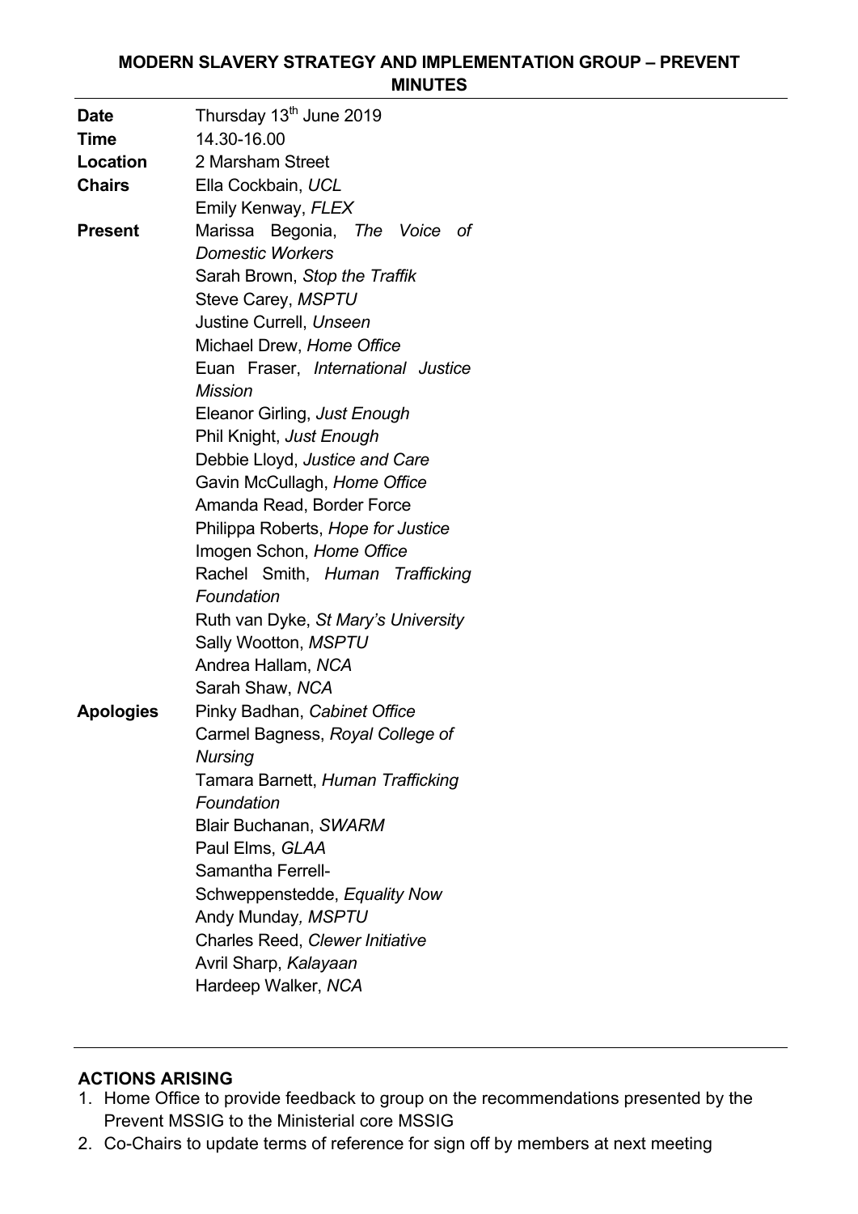# MODERN SLAVERY STRATEGY AND IMPLEMENTATION GROUP – PREVENT MINUTES

| | |
|---|---|
| **Date** | Thursday 13th June 2019 |
| **Time** | 14.30-16.00 |
| **Location** | 2 Marsham Street |
| **Chairs** | Ella Cockbain, *UCL*<br>Emily Kenway, *FLEX* |
| **Present** | Marissa Begonia, *The Voice of Domestic Workers*<br>Sarah Brown, *Stop the Traffik*<br>Steve Carey, *MSPTU*<br>Justine Currell, *Unseen*<br>Michael Drew, *Home Office*<br>Euan Fraser, *International Justice Mission*<br>Eleanor Girling, *Just Enough*<br>Phil Knight, *Just Enough*<br>Debbie Lloyd, *Justice and Care*<br>Gavin McCullagh, *Home Office*<br>Amanda Read, Border Force<br>Philippa Roberts, *Hope for Justice*<br>Imogen Schon, *Home Office*<br>Rachel Smith, *Human Trafficking Foundation*<br>Ruth van Dyke, *St Mary's University*<br>Sally Wootton, *MSPTU*<br>Andrea Hallam, *NCA*<br>Sarah Shaw, *NCA* |
| **Apologies** | Pinky Badhan, *Cabinet Office*<br>Carmel Bagness, *Royal College of Nursing*<br>Tamara Barnett, *Human Trafficking Foundation*<br>Blair Buchanan, *SWARM*<br>Paul Elms, *GLAA*<br>Samantha Ferrell-Schweppenstedde, *Equality Now*<br>Andy Munday, *MSPTU*<br>Charles Reed, *Clewer Initiative*<br>Avril Sharp, *Kalayaan*<br>Hardeep Walker, *NCA* |

## ACTIONS ARISING

1. Home Office to provide feedback to group on the recommendations presented by the Prevent MSSIG to the Ministerial core MSSIG
2. Co-Chairs to update terms of reference for sign off by members at next meeting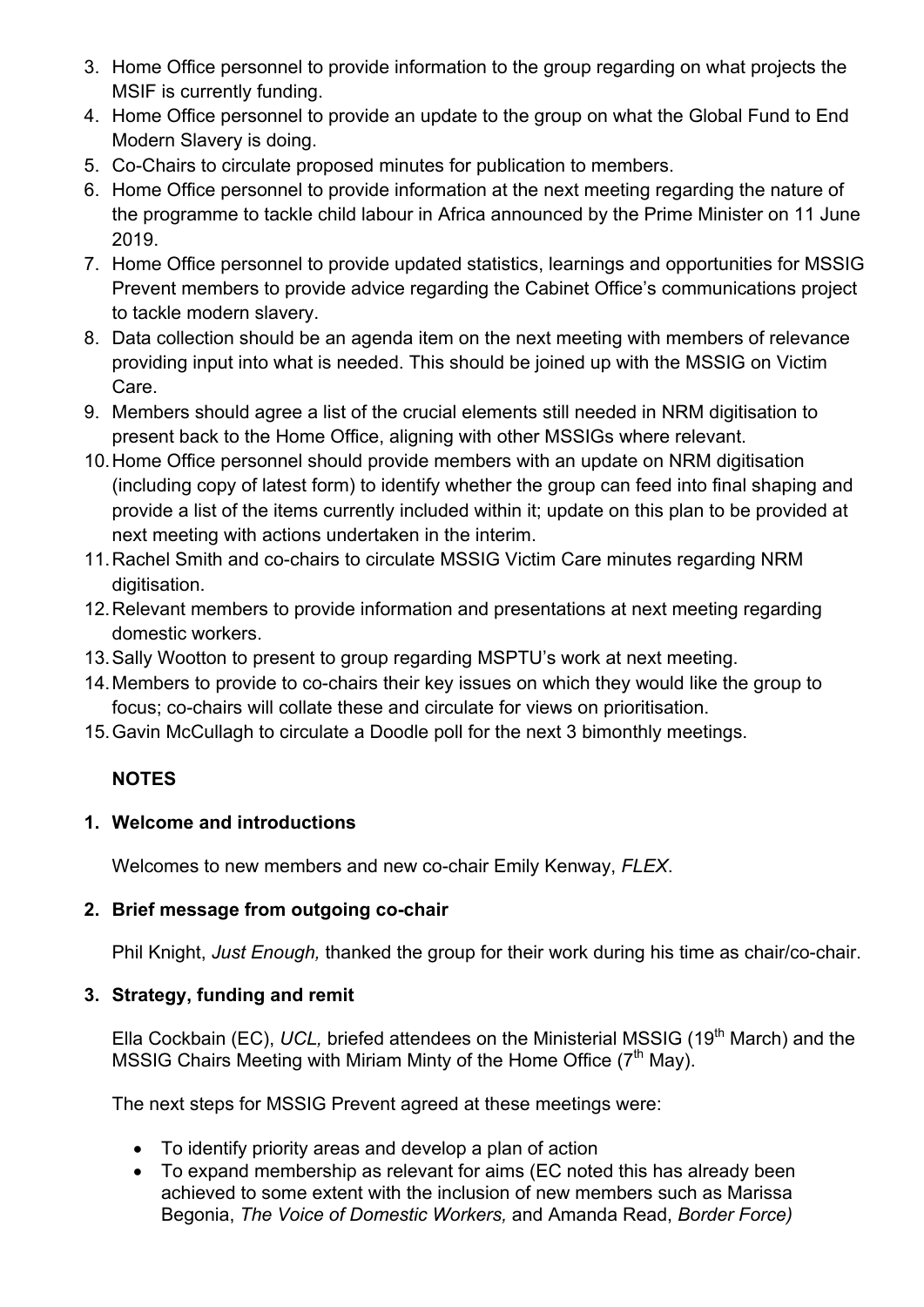3. Home Office personnel to provide information to the group regarding on what projects the MSIF is currently funding.
4. Home Office personnel to provide an update to the group on what the Global Fund to End Modern Slavery is doing.
5. Co-Chairs to circulate proposed minutes for publication to members.
6. Home Office personnel to provide information at the next meeting regarding the nature of the programme to tackle child labour in Africa announced by the Prime Minister on 11 June 2019.
7. Home Office personnel to provide updated statistics, learnings and opportunities for MSSIG Prevent members to provide advice regarding the Cabinet Office's communications project to tackle modern slavery.
8. Data collection should be an agenda item on the next meeting with members of relevance providing input into what is needed. This should be joined up with the MSSIG on Victim Care.
9. Members should agree a list of the crucial elements still needed in NRM digitisation to present back to the Home Office, aligning with other MSSIGs where relevant.
10. Home Office personnel should provide members with an update on NRM digitisation (including copy of latest form) to identify whether the group can feed into final shaping and provide a list of the items currently included within it; update on this plan to be provided at next meeting with actions undertaken in the interim.
11. Rachel Smith and co-chairs to circulate MSSIG Victim Care minutes regarding NRM digitisation.
12. Relevant members to provide information and presentations at next meeting regarding domestic workers.
13. Sally Wootton to present to group regarding MSPTU's work at next meeting.
14. Members to provide to co-chairs their key issues on which they would like the group to focus; co-chairs will collate these and circulate for views on prioritisation.
15. Gavin McCullagh to circulate a Doodle poll for the next 3 bimonthly meetings.

## NOTES

### 1. Welcome and introductions

Welcomes to new members and new co-chair Emily Kenway, *FLEX*.

### 2. Brief message from outgoing co-chair

Phil Knight, *Just Enough,* thanked the group for their work during his time as chair/co-chair.

### 3. Strategy, funding and remit

Ella Cockbain (EC), *UCL,* briefed attendees on the Ministerial MSSIG (19th March) and the MSSIG Chairs Meeting with Miriam Minty of the Home Office (7th May).

The next steps for MSSIG Prevent agreed at these meetings were:

- To identify priority areas and develop a plan of action
- To expand membership as relevant for aims (EC noted this has already been achieved to some extent with the inclusion of new members such as Marissa Begonia, *The Voice of Domestic Workers,* and Amanda Read, *Border Force)*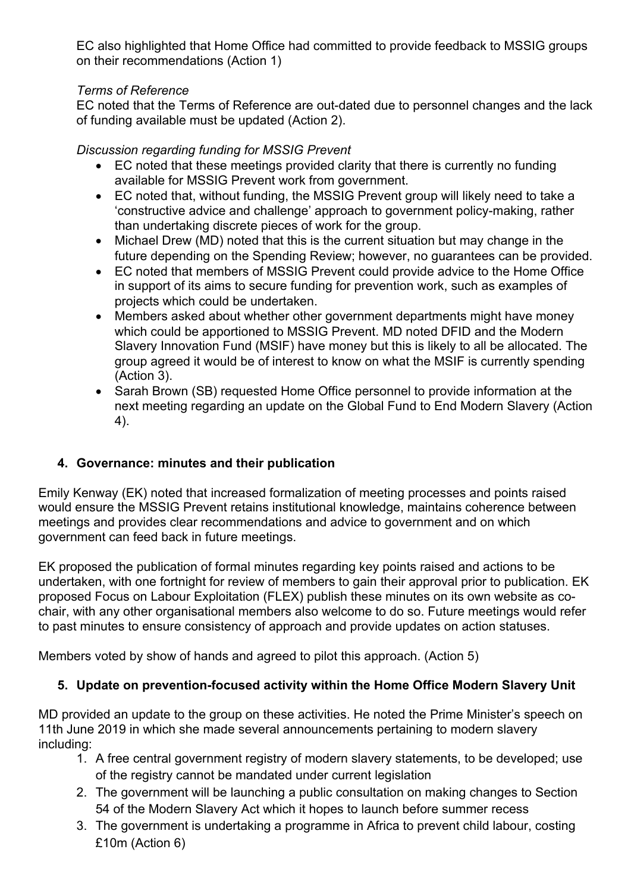EC also highlighted that Home Office had committed to provide feedback to MSSIG groups on their recommendations (Action 1)

*Terms of Reference*

EC noted that the Terms of Reference are out-dated due to personnel changes and the lack of funding available must be updated (Action 2).

*Discussion regarding funding for MSSIG Prevent*

- EC noted that these meetings provided clarity that there is currently no funding available for MSSIG Prevent work from government.
- EC noted that, without funding, the MSSIG Prevent group will likely need to take a 'constructive advice and challenge' approach to government policy-making, rather than undertaking discrete pieces of work for the group.
- Michael Drew (MD) noted that this is the current situation but may change in the future depending on the Spending Review; however, no guarantees can be provided.
- EC noted that members of MSSIG Prevent could provide advice to the Home Office in support of its aims to secure funding for prevention work, such as examples of projects which could be undertaken.
- Members asked about whether other government departments might have money which could be apportioned to MSSIG Prevent. MD noted DFID and the Modern Slavery Innovation Fund (MSIF) have money but this is likely to all be allocated. The group agreed it would be of interest to know on what the MSIF is currently spending (Action 3).
- Sarah Brown (SB) requested Home Office personnel to provide information at the next meeting regarding an update on the Global Fund to End Modern Slavery (Action 4).

## 4. Governance: minutes and their publication

Emily Kenway (EK) noted that increased formalization of meeting processes and points raised would ensure the MSSIG Prevent retains institutional knowledge, maintains coherence between meetings and provides clear recommendations and advice to government and on which government can feed back in future meetings.

EK proposed the publication of formal minutes regarding key points raised and actions to be undertaken, with one fortnight for review of members to gain their approval prior to publication. EK proposed Focus on Labour Exploitation (FLEX) publish these minutes on its own website as co-chair, with any other organisational members also welcome to do so. Future meetings would refer to past minutes to ensure consistency of approach and provide updates on action statuses.

Members voted by show of hands and agreed to pilot this approach. (Action 5)

## 5. Update on prevention-focused activity within the Home Office Modern Slavery Unit

MD provided an update to the group on these activities. He noted the Prime Minister's speech on 11th June 2019 in which she made several announcements pertaining to modern slavery including:

1. A free central government registry of modern slavery statements, to be developed; use of the registry cannot be mandated under current legislation
2. The government will be launching a public consultation on making changes to Section 54 of the Modern Slavery Act which it hopes to launch before summer recess
3. The government is undertaking a programme in Africa to prevent child labour, costing £10m (Action 6)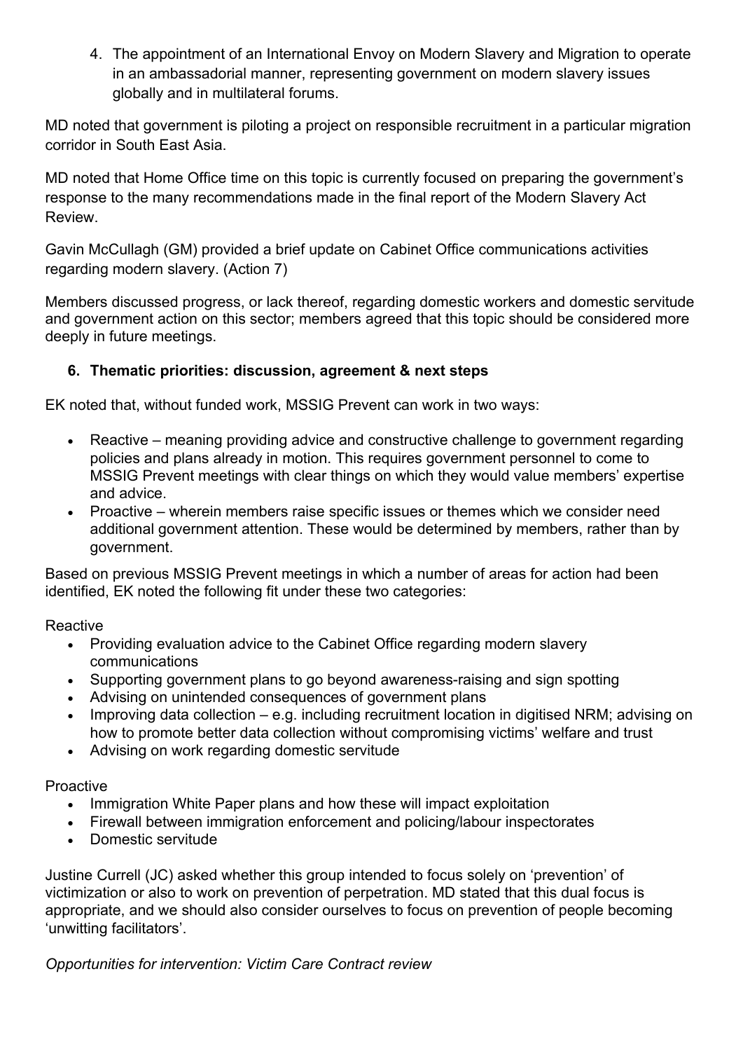4. The appointment of an International Envoy on Modern Slavery and Migration to operate in an ambassadorial manner, representing government on modern slavery issues globally and in multilateral forums.

MD noted that government is piloting a project on responsible recruitment in a particular migration corridor in South East Asia.

MD noted that Home Office time on this topic is currently focused on preparing the government's response to the many recommendations made in the final report of the Modern Slavery Act Review.

Gavin McCullagh (GM) provided a brief update on Cabinet Office communications activities regarding modern slavery. (Action 7)

Members discussed progress, or lack thereof, regarding domestic workers and domestic servitude and government action on this sector; members agreed that this topic should be considered more deeply in future meetings.

6. **Thematic priorities: discussion, agreement & next steps**

EK noted that, without funded work, MSSIG Prevent can work in two ways:

- Reactive – meaning providing advice and constructive challenge to government regarding policies and plans already in motion. This requires government personnel to come to MSSIG Prevent meetings with clear things on which they would value members' expertise and advice.
- Proactive – wherein members raise specific issues or themes which we consider need additional government attention. These would be determined by members, rather than by government.

Based on previous MSSIG Prevent meetings in which a number of areas for action had been identified, EK noted the following fit under these two categories:

Reactive

- Providing evaluation advice to the Cabinet Office regarding modern slavery communications
- Supporting government plans to go beyond awareness-raising and sign spotting
- Advising on unintended consequences of government plans
- Improving data collection – e.g. including recruitment location in digitised NRM; advising on how to promote better data collection without compromising victims' welfare and trust
- Advising on work regarding domestic servitude

Proactive

- Immigration White Paper plans and how these will impact exploitation
- Firewall between immigration enforcement and policing/labour inspectorates
- Domestic servitude

Justine Currell (JC) asked whether this group intended to focus solely on 'prevention' of victimization or also to work on prevention of perpetration. MD stated that this dual focus is appropriate, and we should also consider ourselves to focus on prevention of people becoming 'unwitting facilitators'.

*Opportunities for intervention: Victim Care Contract review*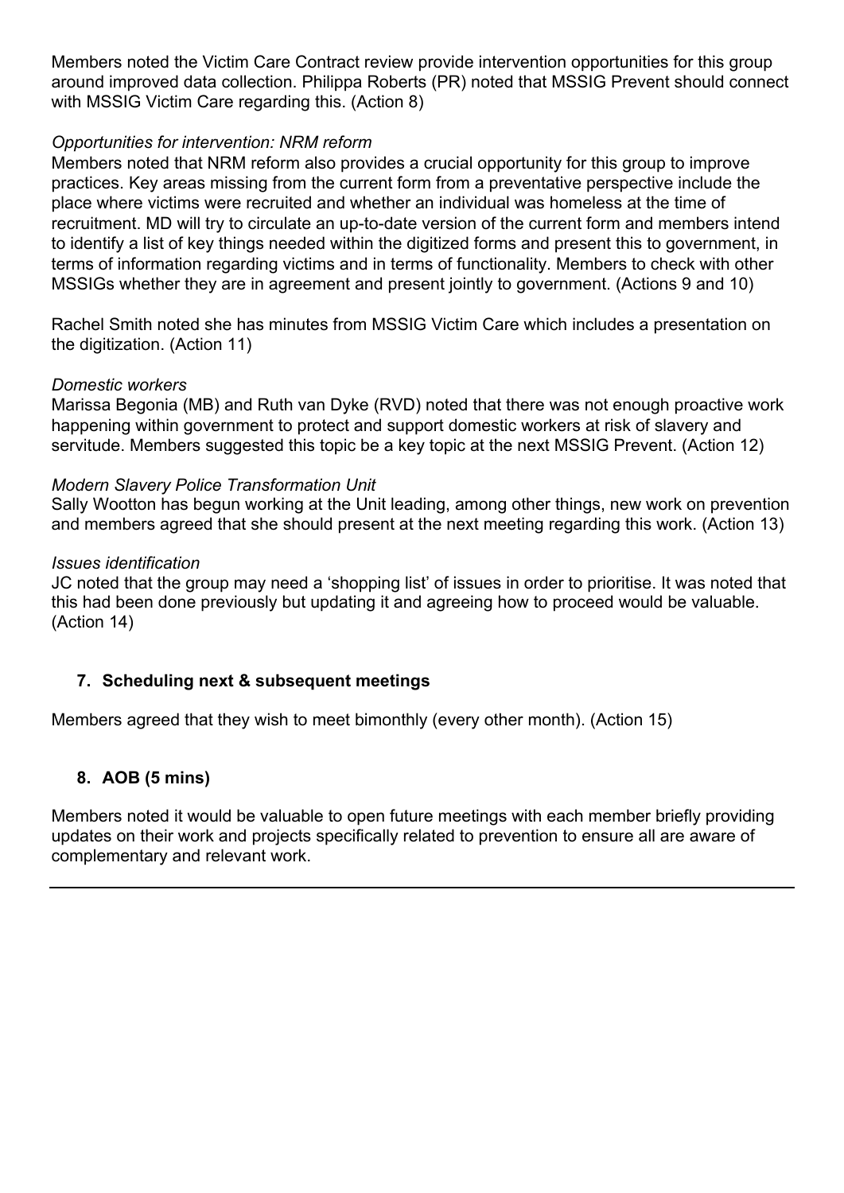Members noted the Victim Care Contract review provide intervention opportunities for this group around improved data collection. Philippa Roberts (PR) noted that MSSIG Prevent should connect with MSSIG Victim Care regarding this. (Action 8)

*Opportunities for intervention: NRM reform*

Members noted that NRM reform also provides a crucial opportunity for this group to improve practices. Key areas missing from the current form from a preventative perspective include the place where victims were recruited and whether an individual was homeless at the time of recruitment. MD will try to circulate an up-to-date version of the current form and members intend to identify a list of key things needed within the digitized forms and present this to government, in terms of information regarding victims and in terms of functionality. Members to check with other MSSIGs whether they are in agreement and present jointly to government. (Actions 9 and 10)

Rachel Smith noted she has minutes from MSSIG Victim Care which includes a presentation on the digitization. (Action 11)

*Domestic workers*

Marissa Begonia (MB) and Ruth van Dyke (RVD) noted that there was not enough proactive work happening within government to protect and support domestic workers at risk of slavery and servitude. Members suggested this topic be a key topic at the next MSSIG Prevent. (Action 12)

*Modern Slavery Police Transformation Unit*

Sally Wootton has begun working at the Unit leading, among other things, new work on prevention and members agreed that she should present at the next meeting regarding this work. (Action 13)

*Issues identification*

JC noted that the group may need a 'shopping list' of issues in order to prioritise. It was noted that this had been done previously but updating it and agreeing how to proceed would be valuable. (Action 14)

## 7. Scheduling next & subsequent meetings

Members agreed that they wish to meet bimonthly (every other month). (Action 15)

## 8. AOB (5 mins)

Members noted it would be valuable to open future meetings with each member briefly providing updates on their work and projects specifically related to prevention to ensure all are aware of complementary and relevant work.